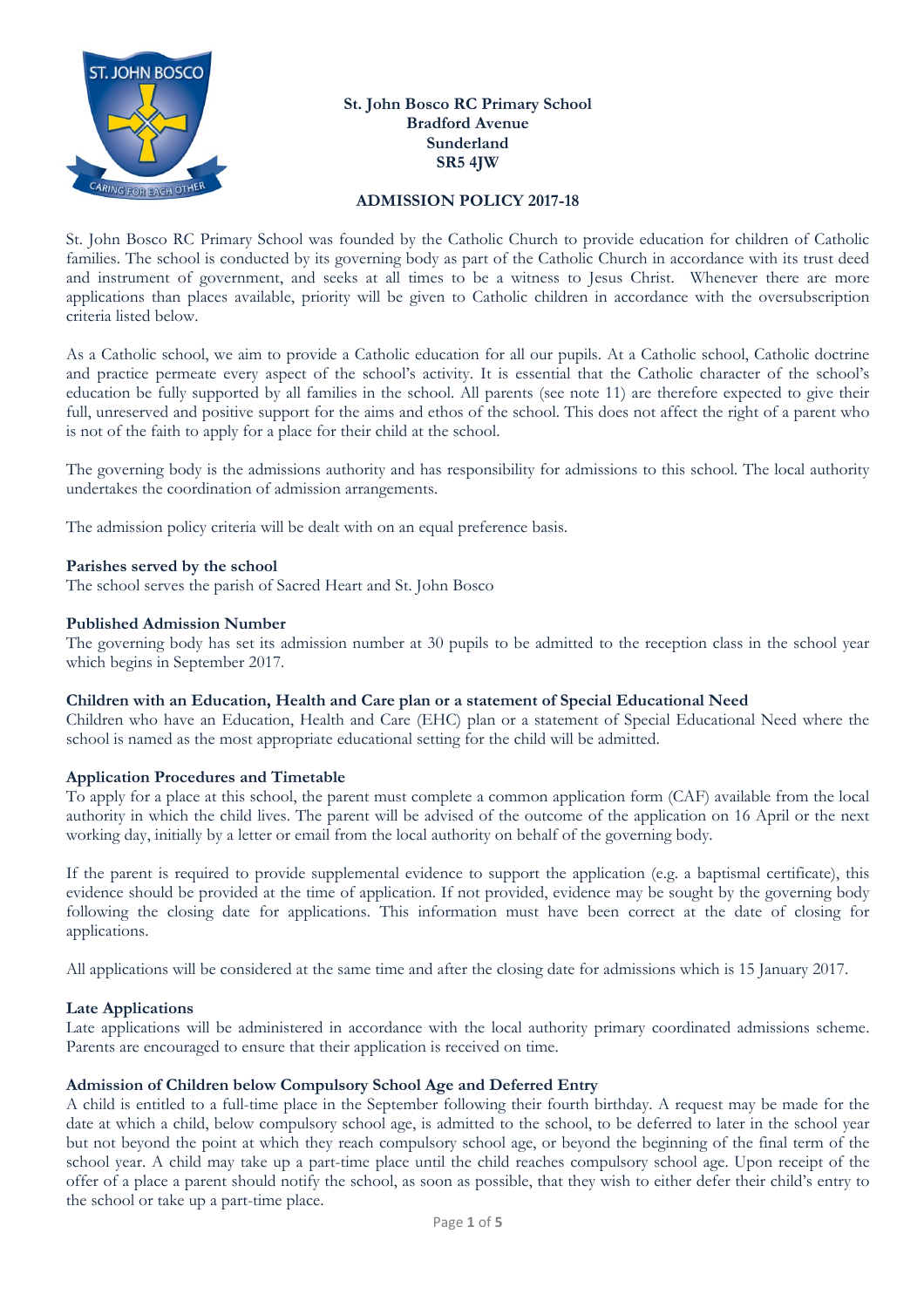**St. John Bosco RC Primary School**
**Bradford Avenue**
**Sunderland**
**SR5 4JW**

# ADMISSION POLICY 2017-18

St. John Bosco RC Primary School was founded by the Catholic Church to provide education for children of Catholic families. The school is conducted by its governing body as part of the Catholic Church in accordance with its trust deed and instrument of government, and seeks at all times to be a witness to Jesus Christ. Whenever there are more applications than places available, priority will be given to Catholic children in accordance with the oversubscription criteria listed below.

As a Catholic school, we aim to provide a Catholic education for all our pupils. At a Catholic school, Catholic doctrine and practice permeate every aspect of the school's activity. It is essential that the Catholic character of the school's education be fully supported by all families in the school. All parents (see note 11) are therefore expected to give their full, unreserved and positive support for the aims and ethos of the school. This does not affect the right of a parent who is not of the faith to apply for a place for their child at the school.

The governing body is the admissions authority and has responsibility for admissions to this school. The local authority undertakes the coordination of admission arrangements.

The admission policy criteria will be dealt with on an equal preference basis.

**Parishes served by the school**
The school serves the parish of Sacred Heart and St. John Bosco

**Published Admission Number**
The governing body has set its admission number at 30 pupils to be admitted to the reception class in the school year which begins in September 2017.

**Children with an Education, Health and Care plan or a statement of Special Educational Need**
Children who have an Education, Health and Care (EHC) plan or a statement of Special Educational Need where the school is named as the most appropriate educational setting for the child will be admitted.

**Application Procedures and Timetable**
To apply for a place at this school, the parent must complete a common application form (CAF) available from the local authority in which the child lives. The parent will be advised of the outcome of the application on 16 April or the next working day, initially by a letter or email from the local authority on behalf of the governing body.

If the parent is required to provide supplemental evidence to support the application (e.g. a baptismal certificate), this evidence should be provided at the time of application. If not provided, evidence may be sought by the governing body following the closing date for applications. This information must have been correct at the date of closing for applications.

All applications will be considered at the same time and after the closing date for admissions which is 15 January 2017.

**Late Applications**
Late applications will be administered in accordance with the local authority primary coordinated admissions scheme. Parents are encouraged to ensure that their application is received on time.

**Admission of Children below Compulsory School Age and Deferred Entry**
A child is entitled to a full-time place in the September following their fourth birthday. A request may be made for the date at which a child, below compulsory school age, is admitted to the school, to be deferred to later in the school year but not beyond the point at which they reach compulsory school age, or beyond the beginning of the final term of the school year. A child may take up a part-time place until the child reaches compulsory school age. Upon receipt of the offer of a place a parent should notify the school, as soon as possible, that they wish to either defer their child's entry to the school or take up a part-time place.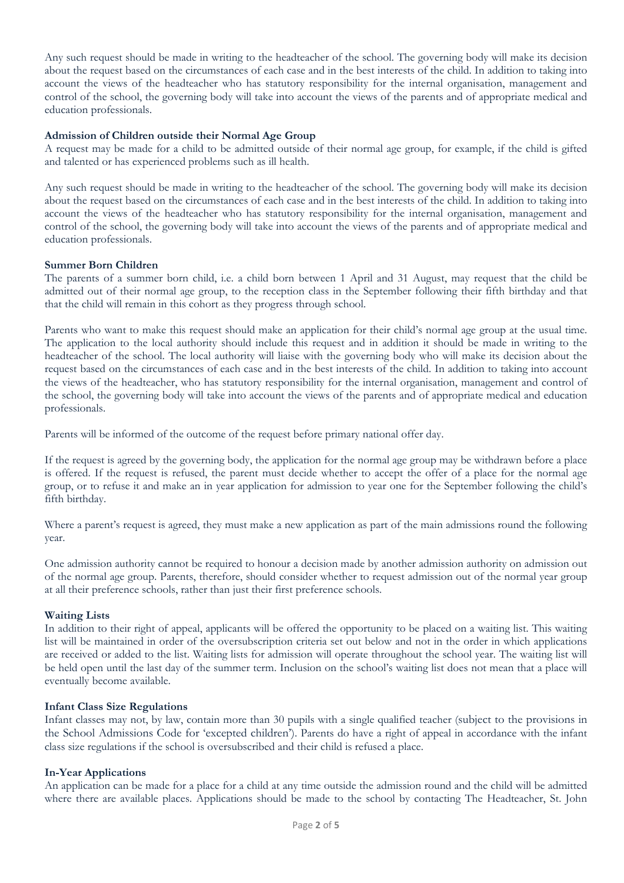Any such request should be made in writing to the headteacher of the school. The governing body will make its decision about the request based on the circumstances of each case and in the best interests of the child. In addition to taking into account the views of the headteacher who has statutory responsibility for the internal organisation, management and control of the school, the governing body will take into account the views of the parents and of appropriate medical and education professionals.

**Admission of Children outside their Normal Age Group**

A request may be made for a child to be admitted outside of their normal age group, for example, if the child is gifted and talented or has experienced problems such as ill health.

Any such request should be made in writing to the headteacher of the school. The governing body will make its decision about the request based on the circumstances of each case and in the best interests of the child. In addition to taking into account the views of the headteacher who has statutory responsibility for the internal organisation, management and control of the school, the governing body will take into account the views of the parents and of appropriate medical and education professionals.

**Summer Born Children**

The parents of a summer born child, i.e. a child born between 1 April and 31 August, may request that the child be admitted out of their normal age group, to the reception class in the September following their fifth birthday and that that the child will remain in this cohort as they progress through school.

Parents who want to make this request should make an application for their child's normal age group at the usual time. The application to the local authority should include this request and in addition it should be made in writing to the headteacher of the school. The local authority will liaise with the governing body who will make its decision about the request based on the circumstances of each case and in the best interests of the child. In addition to taking into account the views of the headteacher, who has statutory responsibility for the internal organisation, management and control of the school, the governing body will take into account the views of the parents and of appropriate medical and education professionals.

Parents will be informed of the outcome of the request before primary national offer day.

If the request is agreed by the governing body, the application for the normal age group may be withdrawn before a place is offered. If the request is refused, the parent must decide whether to accept the offer of a place for the normal age group, or to refuse it and make an in year application for admission to year one for the September following the child's fifth birthday.

Where a parent's request is agreed, they must make a new application as part of the main admissions round the following year.

One admission authority cannot be required to honour a decision made by another admission authority on admission out of the normal age group. Parents, therefore, should consider whether to request admission out of the normal year group at all their preference schools, rather than just their first preference schools.

**Waiting Lists**

In addition to their right of appeal, applicants will be offered the opportunity to be placed on a waiting list. This waiting list will be maintained in order of the oversubscription criteria set out below and not in the order in which applications are received or added to the list. Waiting lists for admission will operate throughout the school year. The waiting list will be held open until the last day of the summer term. Inclusion on the school's waiting list does not mean that a place will eventually become available.

**Infant Class Size Regulations**

Infant classes may not, by law, contain more than 30 pupils with a single qualified teacher (subject to the provisions in the School Admissions Code for 'excepted children'). Parents do have a right of appeal in accordance with the infant class size regulations if the school is oversubscribed and their child is refused a place.

**In-Year Applications**

An application can be made for a place for a child at any time outside the admission round and the child will be admitted where there are available places. Applications should be made to the school by contacting The Headteacher, St. John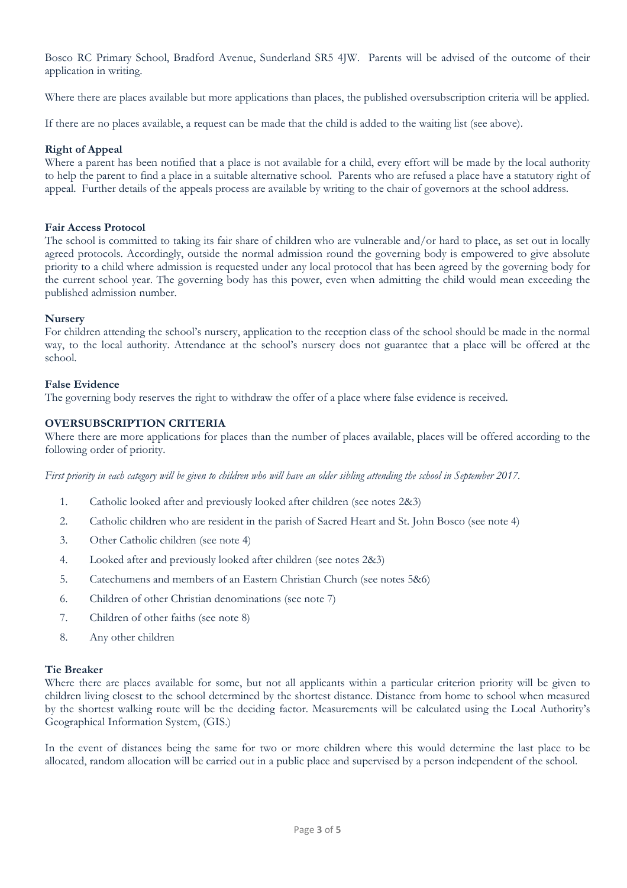Bosco RC Primary School, Bradford Avenue, Sunderland SR5 4JW. Parents will be advised of the outcome of their application in writing.

Where there are places available but more applications than places, the published oversubscription criteria will be applied.

If there are no places available, a request can be made that the child is added to the waiting list (see above).

**Right of Appeal**
Where a parent has been notified that a place is not available for a child, every effort will be made by the local authority to help the parent to find a place in a suitable alternative school. Parents who are refused a place have a statutory right of appeal. Further details of the appeals process are available by writing to the chair of governors at the school address.

**Fair Access Protocol**
The school is committed to taking its fair share of children who are vulnerable and/or hard to place, as set out in locally agreed protocols. Accordingly, outside the normal admission round the governing body is empowered to give absolute priority to a child where admission is requested under any local protocol that has been agreed by the governing body for the current school year. The governing body has this power, even when admitting the child would mean exceeding the published admission number.

**Nursery**
For children attending the school's nursery, application to the reception class of the school should be made in the normal way, to the local authority. Attendance at the school's nursery does not guarantee that a place will be offered at the school.

**False Evidence**
The governing body reserves the right to withdraw the offer of a place where false evidence is received.

**OVERSUBSCRIPTION CRITERIA**
Where there are more applications for places than the number of places available, places will be offered according to the following order of priority.

*First priority in each category will be given to children who will have an older sibling attending the school in September 2017.*

1. Catholic looked after and previously looked after children (see notes 2&3)
2. Catholic children who are resident in the parish of Sacred Heart and St. John Bosco (see note 4)
3. Other Catholic children (see note 4)
4. Looked after and previously looked after children (see notes 2&3)
5. Catechumens and members of an Eastern Christian Church (see notes 5&6)
6. Children of other Christian denominations (see note 7)
7. Children of other faiths (see note 8)
8. Any other children

**Tie Breaker**
Where there are places available for some, but not all applicants within a particular criterion priority will be given to children living closest to the school determined by the shortest distance. Distance from home to school when measured by the shortest walking route will be the deciding factor. Measurements will be calculated using the Local Authority's Geographical Information System, (GIS.)

In the event of distances being the same for two or more children where this would determine the last place to be allocated, random allocation will be carried out in a public place and supervised by a person independent of the school.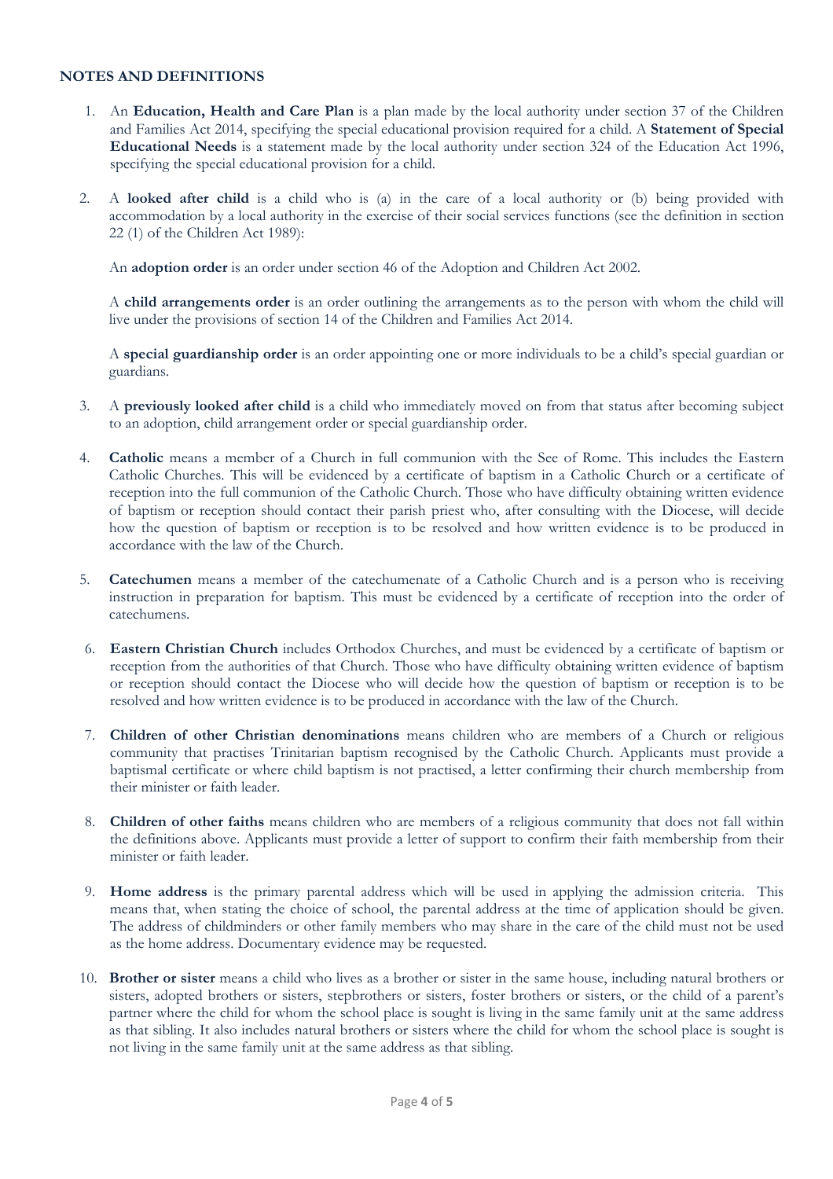**NOTES AND DEFINITIONS**

1. An **Education, Health and Care Plan** is a plan made by the local authority under section 37 of the Children and Families Act 2014, specifying the special educational provision required for a child. A **Statement of Special Educational Needs** is a statement made by the local authority under section 324 of the Education Act 1996, specifying the special educational provision for a child.

2. A **looked after child** is a child who is (a) in the care of a local authority or (b) being provided with accommodation by a local authority in the exercise of their social services functions (see the definition in section 22 (1) of the Children Act 1989):

   An **adoption order** is an order under section 46 of the Adoption and Children Act 2002.

   A **child arrangements order** is an order outlining the arrangements as to the person with whom the child will live under the provisions of section 14 of the Children and Families Act 2014.

   A **special guardianship order** is an order appointing one or more individuals to be a child's special guardian or guardians.

3. A **previously looked after child** is a child who immediately moved on from that status after becoming subject to an adoption, child arrangement order or special guardianship order.

4. **Catholic** means a member of a Church in full communion with the See of Rome. This includes the Eastern Catholic Churches. This will be evidenced by a certificate of baptism in a Catholic Church or a certificate of reception into the full communion of the Catholic Church. Those who have difficulty obtaining written evidence of baptism or reception should contact their parish priest who, after consulting with the Diocese, will decide how the question of baptism or reception is to be resolved and how written evidence is to be produced in accordance with the law of the Church.

5. **Catechumen** means a member of the catechumenate of a Catholic Church and is a person who is receiving instruction in preparation for baptism. This must be evidenced by a certificate of reception into the order of catechumens.

6. **Eastern Christian Church** includes Orthodox Churches, and must be evidenced by a certificate of baptism or reception from the authorities of that Church. Those who have difficulty obtaining written evidence of baptism or reception should contact the Diocese who will decide how the question of baptism or reception is to be resolved and how written evidence is to be produced in accordance with the law of the Church.

7. **Children of other Christian denominations** means children who are members of a Church or religious community that practises Trinitarian baptism recognised by the Catholic Church. Applicants must provide a baptismal certificate or where child baptism is not practised, a letter confirming their church membership from their minister or faith leader.

8. **Children of other faiths** means children who are members of a religious community that does not fall within the definitions above. Applicants must provide a letter of support to confirm their faith membership from their minister or faith leader.

9. **Home address** is the primary parental address which will be used in applying the admission criteria. This means that, when stating the choice of school, the parental address at the time of application should be given. The address of childminders or other family members who may share in the care of the child must not be used as the home address. Documentary evidence may be requested.

10. **Brother or sister** means a child who lives as a brother or sister in the same house, including natural brothers or sisters, adopted brothers or sisters, stepbrothers or sisters, foster brothers or sisters, or the child of a parent's partner where the child for whom the school place is sought is living in the same family unit at the same address as that sibling. It also includes natural brothers or sisters where the child for whom the school place is sought is not living in the same family unit at the same address as that sibling.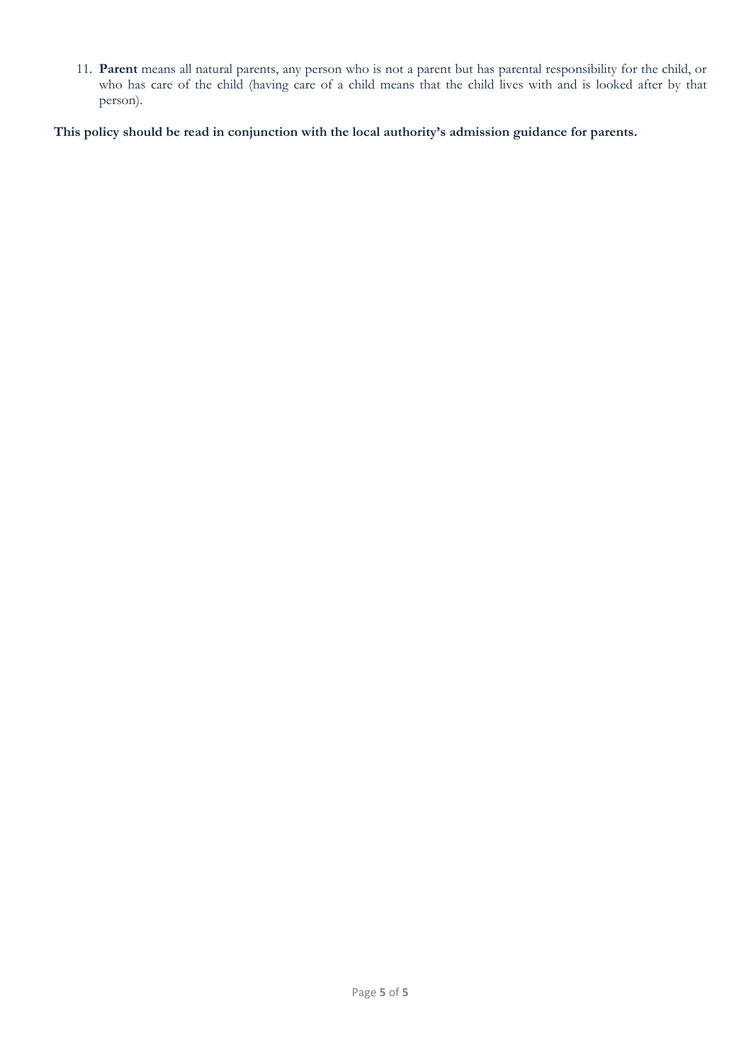11. **Parent** means all natural parents, any person who is not a parent but has parental responsibility for the child, or who has care of the child (having care of a child means that the child lives with and is looked after by that person).

**This policy should be read in conjunction with the local authority's admission guidance for parents.**